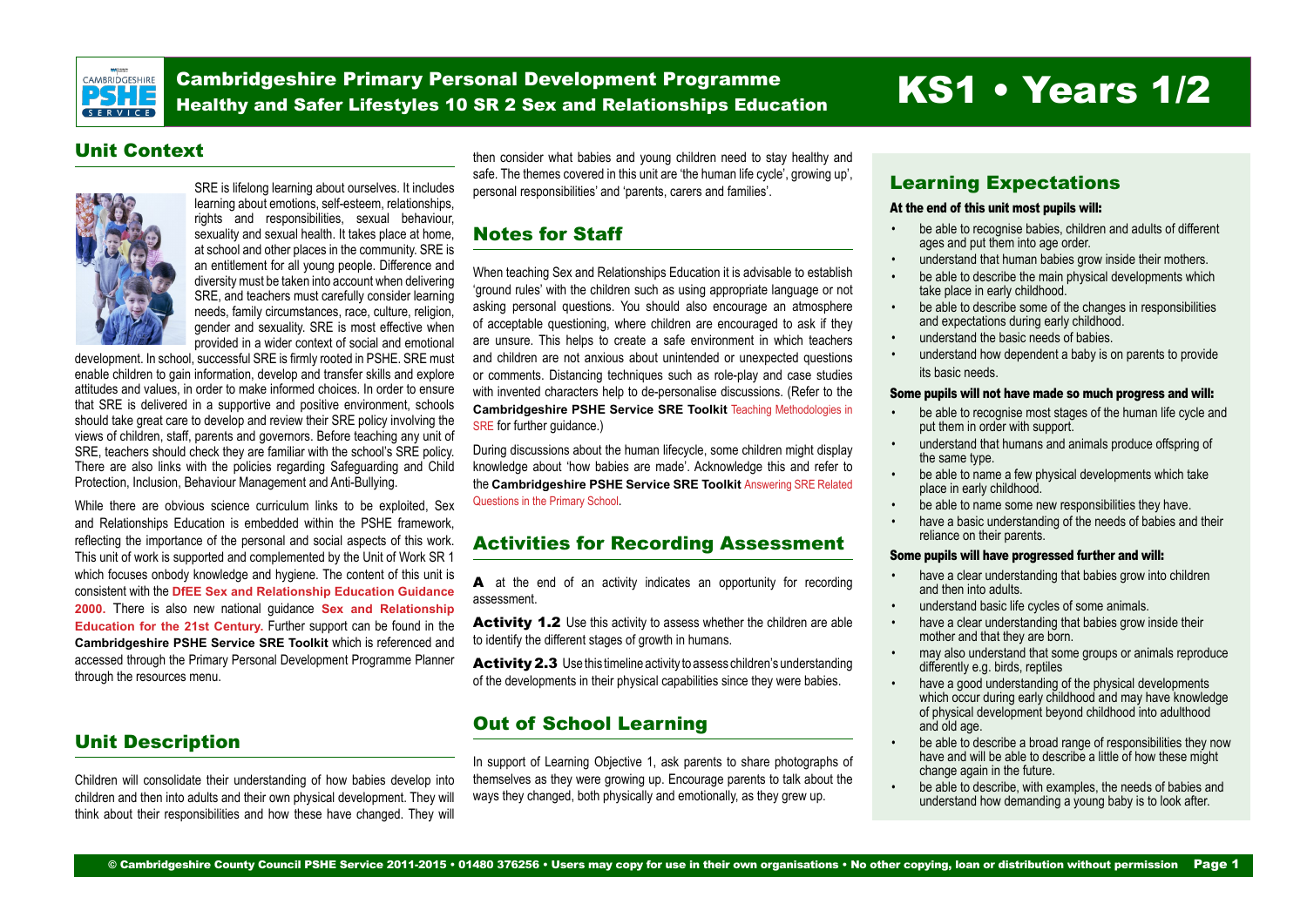# Cambridgeshire Primary Personal Development Programme
## Healthy and Safer Lifestyles 10 SR 2 Sex and Relationships Education

# KS1 • Years 1/2

## Unit Context

SRE is lifelong learning about ourselves. It includes learning about emotions, self-esteem, relationships, rights and responsibilities, sexual behaviour, sexuality and sexual health. It takes place at home, at school and other places in the community. SRE is an entitlement for all young people. Difference and diversity must be taken into account when delivering SRE, and teachers must carefully consider learning needs, family circumstances, race, culture, religion, gender and sexuality. SRE is most effective when provided in a wider context of social and emotional development. In school, successful SRE is firmly rooted in PSHE. SRE must enable children to gain information, develop and transfer skills and explore attitudes and values, in order to make informed choices. In order to ensure that SRE is delivered in a supportive and positive environment, schools should take great care to develop and review their SRE policy involving the views of children, staff, parents and governors. Before teaching any unit of SRE, teachers should check they are familiar with the school's SRE policy. There are also links with the policies regarding Safeguarding and Child Protection, Inclusion, Behaviour Management and Anti-Bullying.

While there are obvious science curriculum links to be exploited, Sex and Relationships Education is embedded within the PSHE framework, reflecting the importance of the personal and social aspects of this work. This unit of work is supported and complemented by the Unit of Work SR 1 which focuses onbody knowledge and hygiene. The content of this unit is consistent with the **DfEE Sex and Relationship Education Guidance 2000.** There is also new national guidance **Sex and Relationship Education for the 21st Century.** Further support can be found in the **Cambridgeshire PSHE Service SRE Toolkit** which is referenced and accessed through the Primary Personal Development Programme Planner through the resources menu.

## Unit Description

Children will consolidate their understanding of how babies develop into children and then into adults and their own physical development. They will think about their responsibilities and how these have changed. They will then consider what babies and young children need to stay healthy and safe. The themes covered in this unit are 'the human life cycle', growing up', personal responsibilities' and 'parents, carers and families'.

## Notes for Staff

When teaching Sex and Relationships Education it is advisable to establish 'ground rules' with the children such as using appropriate language or not asking personal questions. You should also encourage an atmosphere of acceptable questioning, where children are encouraged to ask if they are unsure. This helps to create a safe environment in which teachers and children are not anxious about unintended or unexpected questions or comments. Distancing techniques such as role-play and case studies with invented characters help to de-personalise discussions. (Refer to the **Cambridgeshire PSHE Service SRE Toolkit** Teaching Methodologies in SRE for further guidance.)

During discussions about the human lifecycle, some children might display knowledge about 'how babies are made'. Acknowledge this and refer to the **Cambridgeshire PSHE Service SRE Toolkit** Answering SRE Related Questions in the Primary School.

## Activities for Recording Assessment

**A** at the end of an activity indicates an opportunity for recording assessment.

**Activity 1.2** Use this activity to assess whether the children are able to identify the different stages of growth in humans.

**Activity 2.3** Use this timeline activity to assess children's understanding of the developments in their physical capabilities since they were babies.

## Out of School Learning

In support of Learning Objective 1, ask parents to share photographs of themselves as they were growing up. Encourage parents to talk about the ways they changed, both physically and emotionally, as they grew up.

## Learning Expectations

**At the end of this unit most pupils will:**

- be able to recognise babies, children and adults of different ages and put them into age order.
- understand that human babies grow inside their mothers.
- be able to describe the main physical developments which take place in early childhood.
- be able to describe some of the changes in responsibilities and expectations during early childhood.
- understand the basic needs of babies.
- understand how dependent a baby is on parents to provide its basic needs.

**Some pupils will not have made so much progress and will:**

- be able to recognise most stages of the human life cycle and put them in order with support.
- understand that humans and animals produce offspring of the same type.
- be able to name a few physical developments which take place in early childhood.
- be able to name some new responsibilities they have.
- have a basic understanding of the needs of babies and their reliance on their parents.

**Some pupils will have progressed further and will:**

- have a clear understanding that babies grow into children and then into adults.
- understand basic life cycles of some animals.
- have a clear understanding that babies grow inside their mother and that they are born.
- may also understand that some groups or animals reproduce differently e.g. birds, reptiles
- have a good understanding of the physical developments which occur during early childhood and may have knowledge of physical development beyond childhood into adulthood and old age.
- be able to describe a broad range of responsibilities they now have and will be able to describe a little of how these might change again in the future.
- be able to describe, with examples, the needs of babies and understand how demanding a young baby is to look after.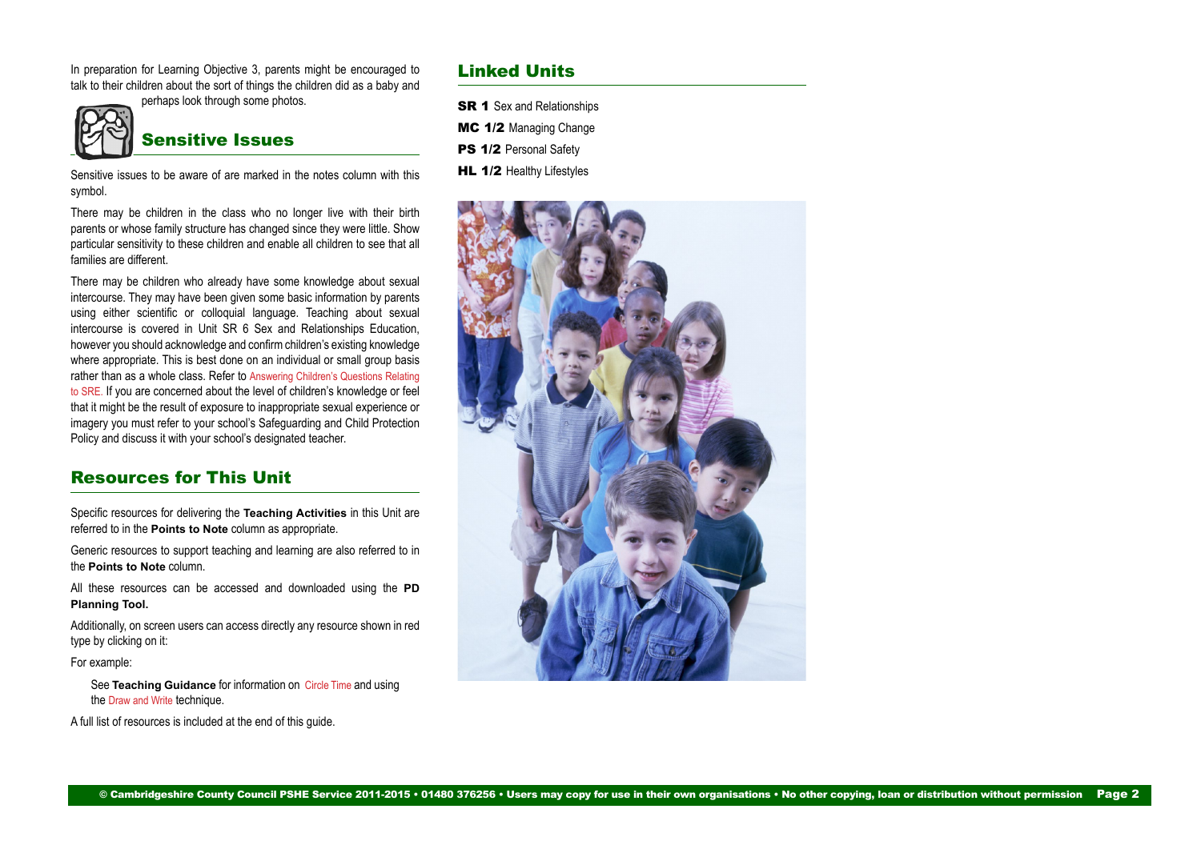In preparation for Learning Objective 3, parents might be encouraged to talk to their children about the sort of things the children did as a baby and perhaps look through some photos.

## Sensitive Issues

Sensitive issues to be aware of are marked in the notes column with this symbol.

There may be children in the class who no longer live with their birth parents or whose family structure has changed since they were little. Show particular sensitivity to these children and enable all children to see that all families are different.

There may be children who already have some knowledge about sexual intercourse. They may have been given some basic information by parents using either scientific or colloquial language. Teaching about sexual intercourse is covered in Unit SR 6 Sex and Relationships Education, however you should acknowledge and confirm children's existing knowledge where appropriate. This is best done on an individual or small group basis rather than as a whole class. Refer to Answering Children's Questions Relating to SRE. If you are concerned about the level of children's knowledge or feel that it might be the result of exposure to inappropriate sexual experience or imagery you must refer to your school's Safeguarding and Child Protection Policy and discuss it with your school's designated teacher.

## Resources for This Unit

Specific resources for delivering the **Teaching Activities** in this Unit are referred to in the **Points to Note** column as appropriate.

Generic resources to support teaching and learning are also referred to in the **Points to Note** column.

All these resources can be accessed and downloaded using the **PD Planning Tool.**

Additionally, on screen users can access directly any resource shown in red type by clicking on it:

For example:

See **Teaching Guidance** for information on Circle Time and using the Draw and Write technique.

A full list of resources is included at the end of this guide.

## Linked Units

**SR 1** Sex and Relationships

**MC 1/2** Managing Change

**PS 1/2** Personal Safety

**HL 1/2** Healthy Lifestyles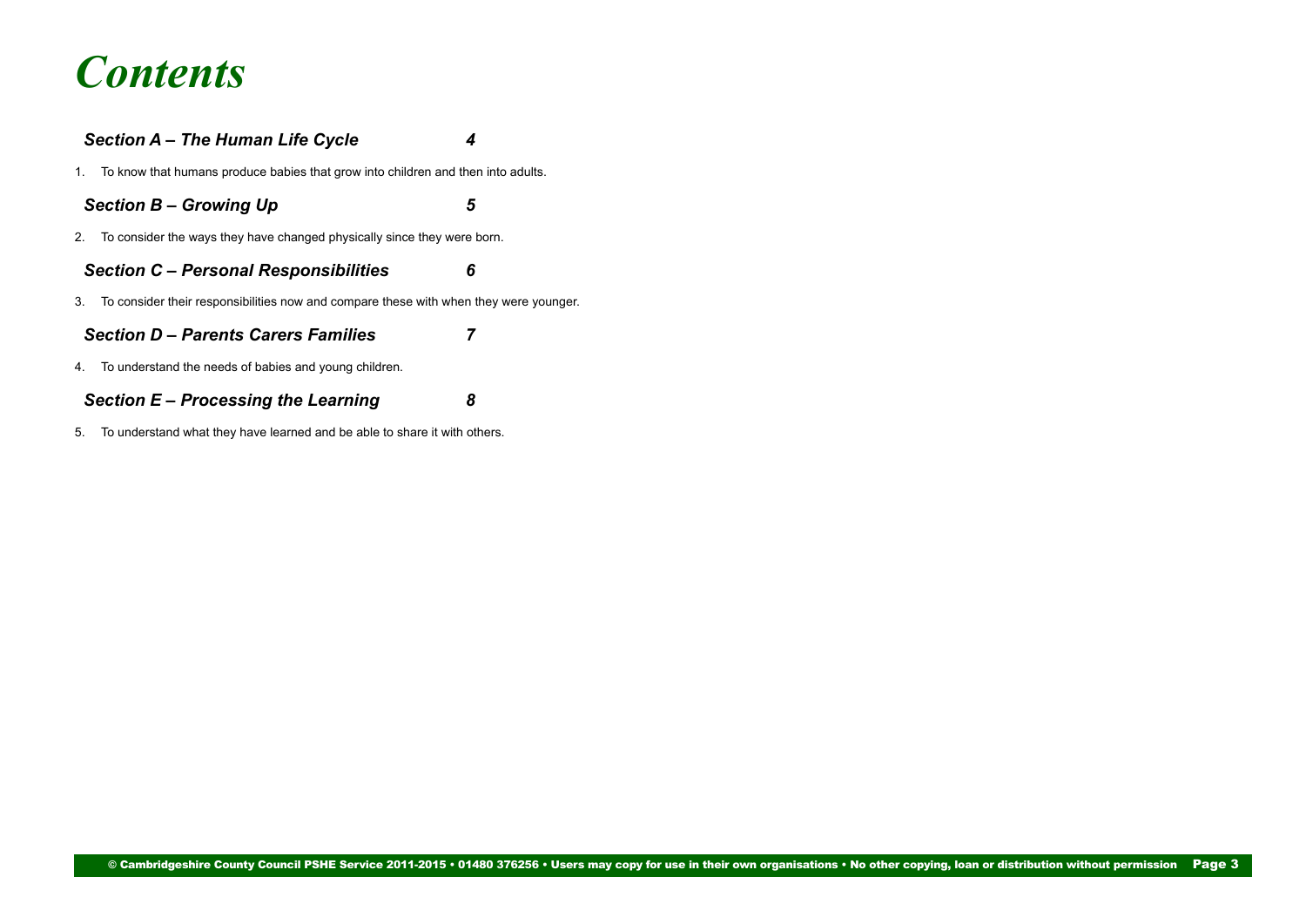# *Contents*

***Section A – The Human Life Cycle*** ***4***

1. To know that humans produce babies that grow into children and then into adults.

***Section B – Growing Up*** ***5***

2. To consider the ways they have changed physically since they were born.

***Section C – Personal Responsibilities*** ***6***

3. To consider their responsibilities now and compare these with when they were younger.

***Section D – Parents Carers Families*** ***7***

4. To understand the needs of babies and young children.

***Section E – Processing the Learning*** ***8***

5. To understand what they have learned and be able to share it with others.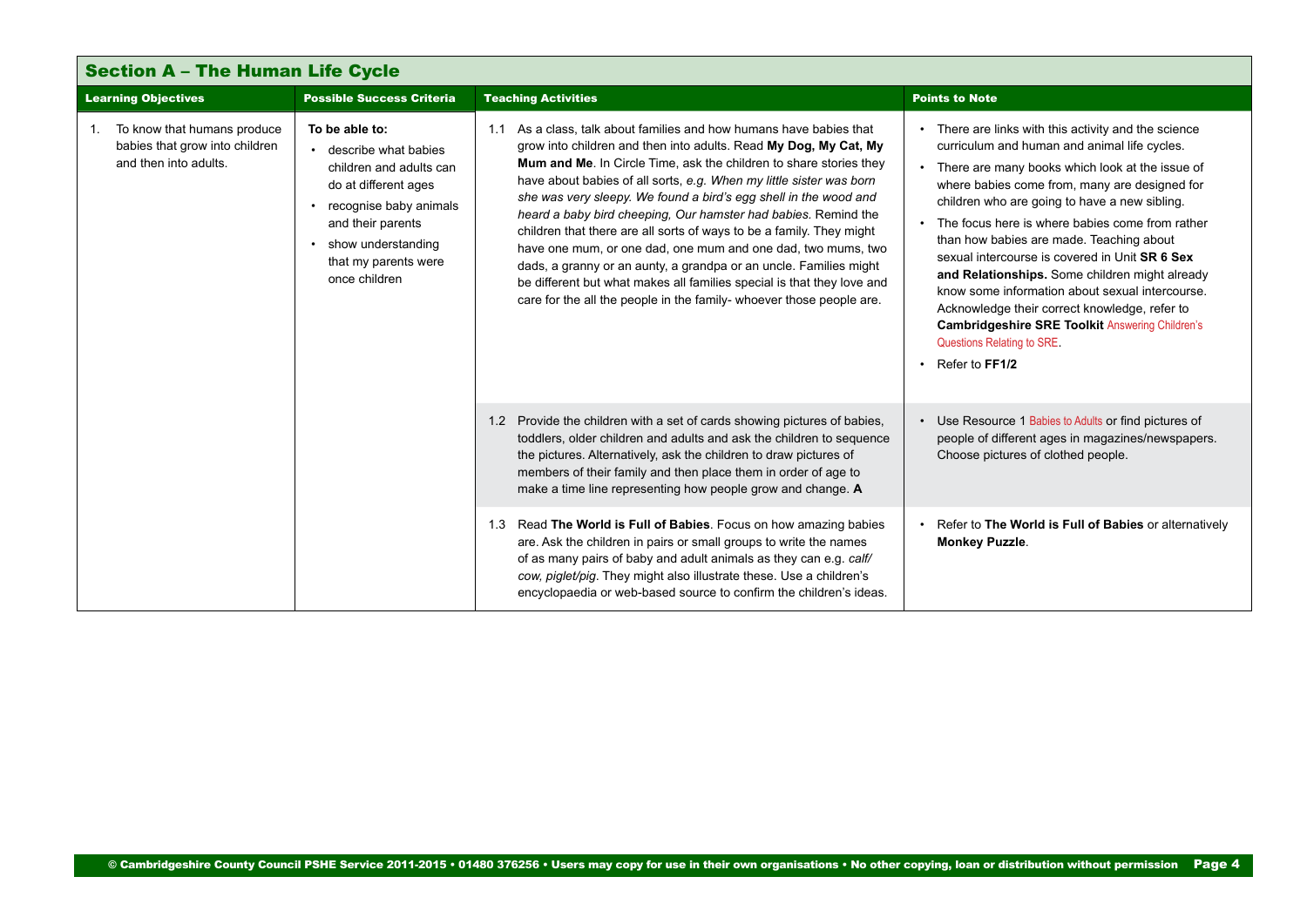## Section A – The Human Life Cycle

| Learning Objectives | Possible Success Criteria | Teaching Activities | Points to Note |
|---|---|---|---|
| 1. To know that humans produce babies that grow into children and then into adults. | **To be able to:**<br>• describe what babies children and adults can do at different ages<br>• recognise baby animals and their parents<br>• show understanding that my parents were once children | 1.1 As a class, talk about families and how humans have babies that grow into children and then into adults. Read **My Dog, My Cat, My Mum and Me**. In Circle Time, ask the children to share stories they have about babies of all sorts, *e.g. When my little sister was born she was very sleepy. We found a bird's egg shell in the wood and heard a baby bird cheeping, Our hamster had babies.* Remind the children that there are all sorts of ways to be a family. They might have one mum, or one dad, one mum and one dad, two mums, two dads, a granny or an aunty, a grandpa or an uncle. Families might be different but what makes all families special is that they love and care for the all the people in the family- whoever those people are. | • There are links with this activity and the science curriculum and human and animal life cycles.<br>• There are many books which look at the issue of where babies come from, many are designed for children who are going to have a new sibling.<br>• The focus here is where babies come from rather than how babies are made. Teaching about sexual intercourse is covered in Unit **SR 6 Sex and Relationships.** Some children might already know some information about sexual intercourse. Acknowledge their correct knowledge, refer to **Cambridgeshire SRE Toolkit** Answering Children's Questions Relating to SRE.<br>• Refer to **FF1/2** |
| | | 1.2 Provide the children with a set of cards showing pictures of babies, toddlers, older children and adults and ask the children to sequence the pictures. Alternatively, ask the children to draw pictures of members of their family and then place them in order of age to make a time line representing how people grow and change. **A** | • Use Resource 1 Babies to Adults or find pictures of people of different ages in magazines/newspapers. Choose pictures of clothed people. |
| | | 1.3 Read **The World is Full of Babies**. Focus on how amazing babies are. Ask the children in pairs or small groups to write the names of as many pairs of baby and adult animals as they can e.g. *calf/ cow, piglet/pig*. They might also illustrate these. Use a children's encyclopaedia or web-based source to confirm the children's ideas. | • Refer to **The World is Full of Babies** or alternatively **Monkey Puzzle**. |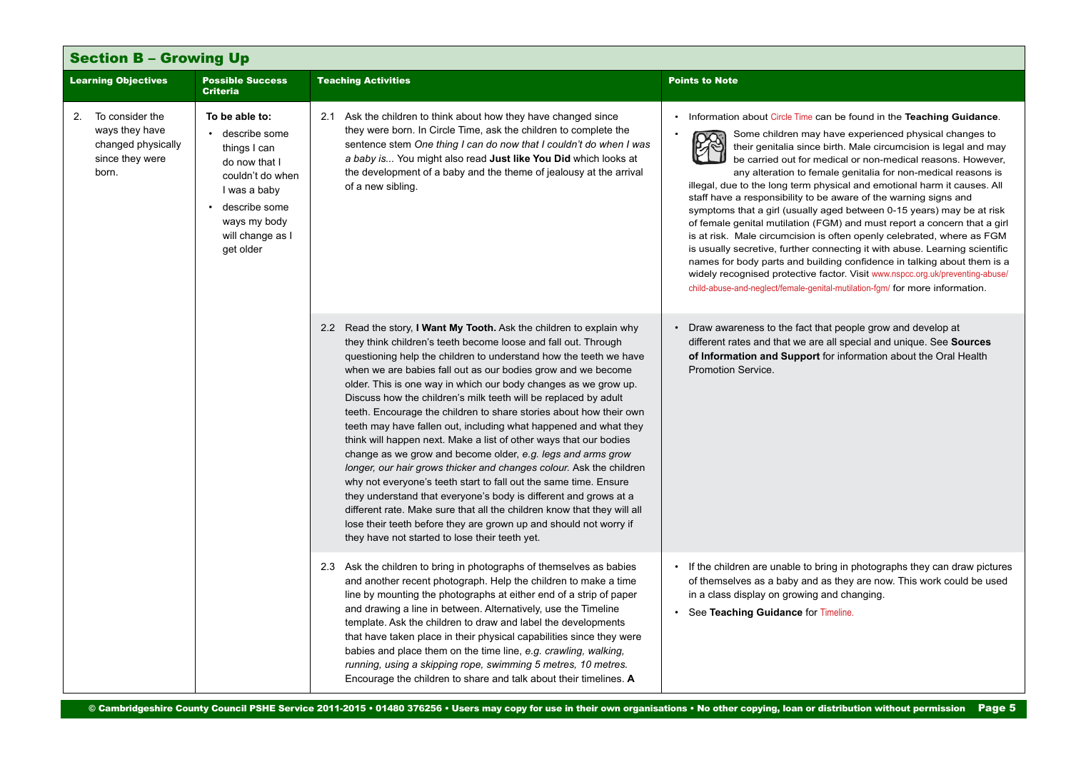## Section B – Growing Up

| Learning Objectives | Possible Success Criteria | Teaching Activities | Points to Note |
|---|---|---|---|
| 2. To consider the ways they have changed physically since they were born. | **To be able to:** <br>• describe some things I can do now that I couldn't do when I was a baby <br>• describe some ways my body will change as I get older | 2.1 Ask the children to think about how they have changed since they were born. In Circle Time, ask the children to complete the sentence stem *One thing I can do now that I couldn't do when I was a baby is...* You might also read **Just like You Did** which looks at the development of a baby and the theme of jealousy at the arrival of a new sibling. | • Information about Circle Time can be found in the **Teaching Guidance**. <br>• Some children may have experienced physical changes to their genitalia since birth. Male circumcision is legal and may be carried out for medical or non-medical reasons. However, any alteration to female genitalia for non-medical reasons is illegal, due to the long term physical and emotional harm it causes. All staff have a responsibility to be aware of the warning signs and symptoms that a girl (usually aged between 0-15 years) may be at risk of female genital mutilation (FGM) and must report a concern that a girl is at risk. Male circumcision is often openly celebrated, where as FGM is usually secretive, further connecting it with abuse. Learning scientific names for body parts and building confidence in talking about them is a widely recognised protective factor. Visit www.nspcc.org.uk/preventing-abuse/child-abuse-and-neglect/female-genital-mutilation-fgm/ for more information. |
| | | 2.2 Read the story, **I Want My Tooth.** Ask the children to explain why they think children's teeth become loose and fall out. Through questioning help the children to understand how the teeth we have when we are babies fall out as our bodies grow and we become older. This is one way in which our body changes as we grow up. Discuss how the children's milk teeth will be replaced by adult teeth. Encourage the children to share stories about how their own teeth may have fallen out, including what happened and what they think will happen next. Make a list of other ways that our bodies change as we grow and become older, *e.g. legs and arms grow longer, our hair grows thicker and changes colour.* Ask the children why not everyone's teeth start to fall out the same time. Ensure they understand that everyone's body is different and grows at a different rate. Make sure that all the children know that they will all lose their teeth before they are grown up and should not worry if they have not started to lose their teeth yet. | • Draw awareness to the fact that people grow and develop at different rates and that we are all special and unique. See **Sources of Information and Support** for information about the Oral Health Promotion Service. |
| | | 2.3 Ask the children to bring in photographs of themselves as babies and another recent photograph. Help the children to make a time line by mounting the photographs at either end of a strip of paper and drawing a line in between. Alternatively, use the Timeline template. Ask the children to draw and label the developments that have taken place in their physical capabilities since they were babies and place them on the time line, *e.g. crawling, walking, running, using a skipping rope, swimming 5 metres, 10 metres.* Encourage the children to share and talk about their timelines. **A** | • If the children are unable to bring in photographs they can draw pictures of themselves as a baby and as they are now. This work could be used in a class display on growing and changing. <br>• See **Teaching Guidance** for Timeline. |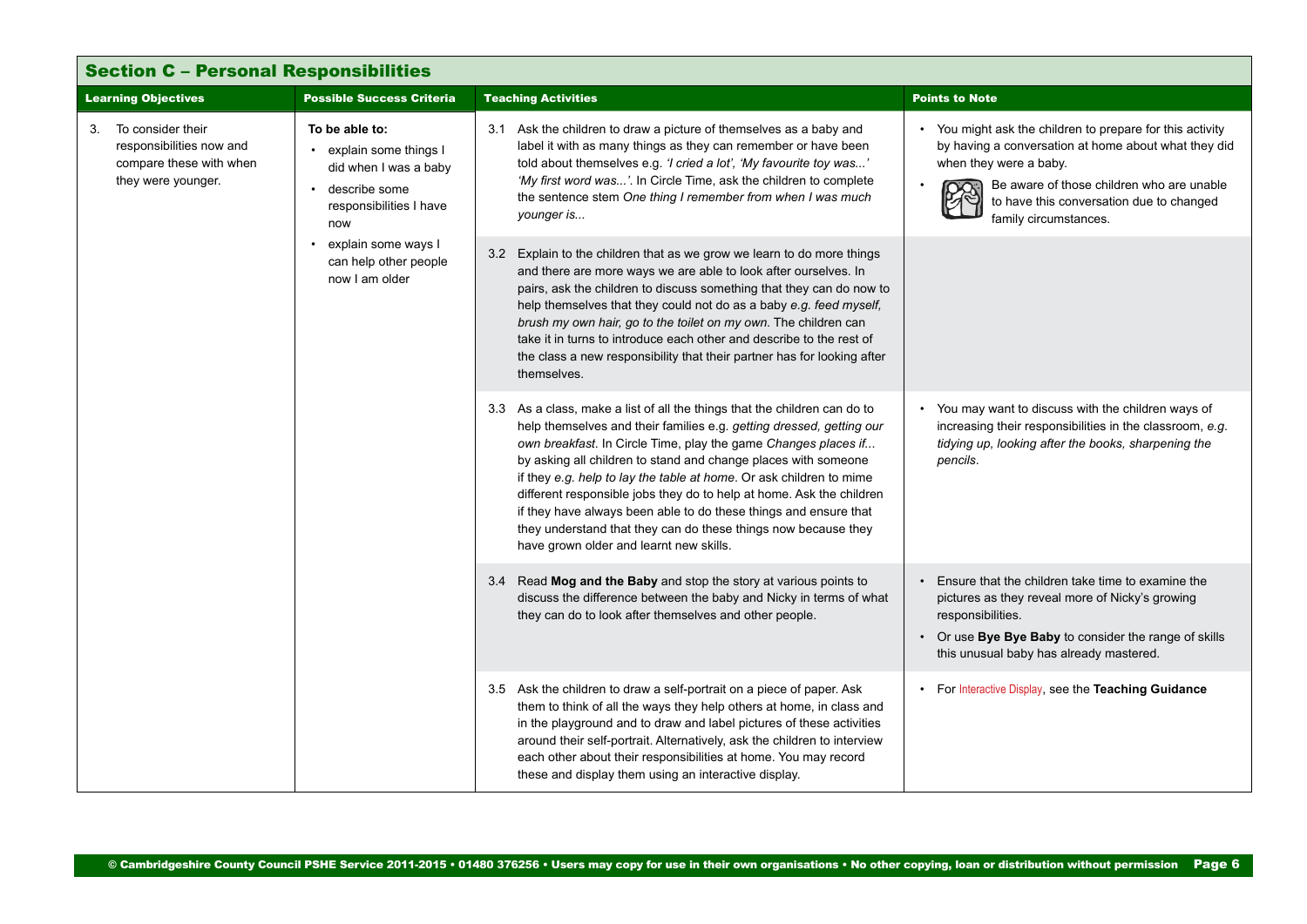## Section C – Personal Responsibilities

| Learning Objectives | Possible Success Criteria | Teaching Activities | Points to Note |
|---|---|---|---|
| 3. To consider their responsibilities now and compare these with when they were younger. | **To be able to:**<br>• explain some things I did when I was a baby<br>• describe some responsibilities I have now<br>• explain some ways I can help other people now I am older | 3.1 Ask the children to draw a picture of themselves as a baby and label it with as many things as they can remember or have been told about themselves e.g. *'I cried a lot', 'My favourite toy was...' 'My first word was...'*. In Circle Time, ask the children to complete the sentence stem *One thing I remember from when I was much younger is...* | • You might ask the children to prepare for this activity by having a conversation at home about what they did when they were a baby.<br>• Be aware of those children who are unable to have this conversation due to changed family circumstances. |
| | | 3.2 Explain to the children that as we grow we learn to do more things and there are more ways we are able to look after ourselves. In pairs, ask the children to discuss something that they can do now to help themselves that they could not do as a baby *e.g. feed myself, brush my own hair, go to the toilet on my own*. The children can take it in turns to introduce each other and describe to the rest of the class a new responsibility that their partner has for looking after themselves. | |
| | | 3.3 As a class, make a list of all the things that the children can do to help themselves and their families e.g. *getting dressed, getting our own breakfast*. In Circle Time, play the game *Changes places if...* by asking all children to stand and change places with someone if they *e.g. help to lay the table at home*. Or ask children to mime different responsible jobs they do to help at home. Ask the children if they have always been able to do these things and ensure that they understand that they can do these things now because they have grown older and learnt new skills. | • You may want to discuss with the children ways of increasing their responsibilities in the classroom, *e.g. tidying up, looking after the books, sharpening the pencils*. |
| | | 3.4 Read **Mog and the Baby** and stop the story at various points to discuss the difference between the baby and Nicky in terms of what they can do to look after themselves and other people. | • Ensure that the children take time to examine the pictures as they reveal more of Nicky's growing responsibilities.<br>• Or use **Bye Bye Baby** to consider the range of skills this unusual baby has already mastered. |
| | | 3.5 Ask the children to draw a self-portrait on a piece of paper. Ask them to think of all the ways they help others at home, in class and in the playground and to draw and label pictures of these activities around their self-portrait. Alternatively, ask the children to interview each other about their responsibilities at home. You may record these and display them using an interactive display. | • For Interactive Display, see the **Teaching Guidance** |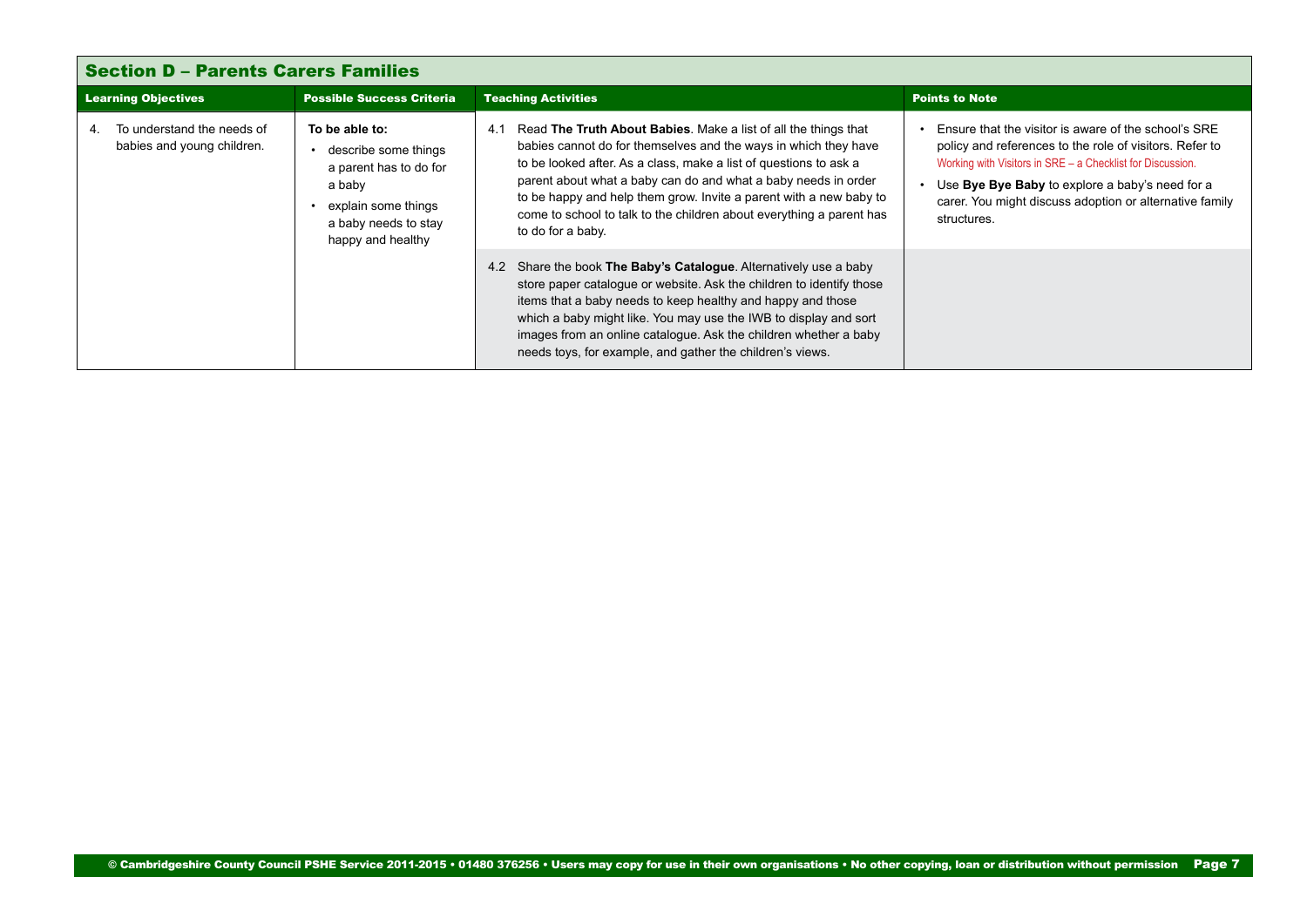## Section D – Parents Carers Families

| Learning Objectives | Possible Success Criteria | Teaching Activities | Points to Note |
|---|---|---|---|
| 4. To understand the needs of babies and young children. | **To be able to:**<br>• describe some things a parent has to do for a baby<br>• explain some things a baby needs to stay happy and healthy | 4.1 Read **The Truth About Babies**. Make a list of all the things that babies cannot do for themselves and the ways in which they have to be looked after. As a class, make a list of questions to ask a parent about what a baby can do and what a baby needs in order to be happy and help them grow. Invite a parent with a new baby to come to school to talk to the children about everything a parent has to do for a baby. | • Ensure that the visitor is aware of the school's SRE policy and references to the role of visitors. Refer to Working with Visitors in SRE – a Checklist for Discussion.<br>• Use **Bye Bye Baby** to explore a baby's need for a carer. You might discuss adoption or alternative family structures. |
| | | 4.2 Share the book **The Baby's Catalogue**. Alternatively use a baby store paper catalogue or website. Ask the children to identify those items that a baby needs to keep healthy and happy and those which a baby might like. You may use the IWB to display and sort images from an online catalogue. Ask the children whether a baby needs toys, for example, and gather the children's views. | |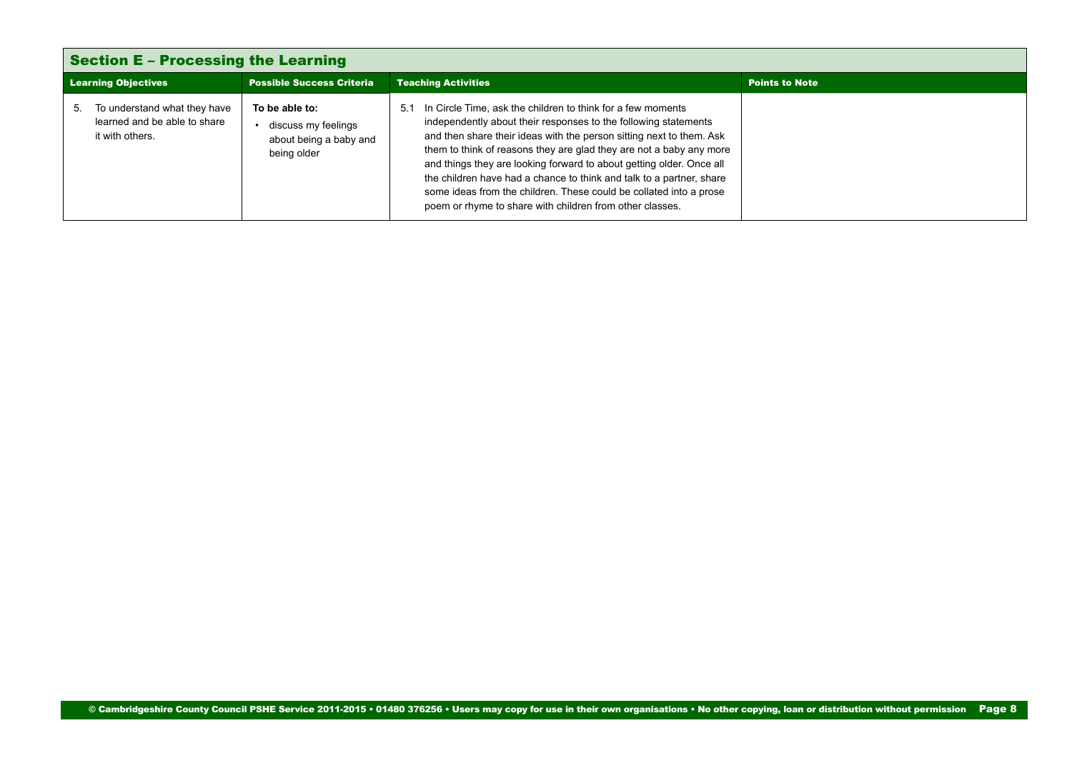## Section E – Processing the Learning

| Learning Objectives | Possible Success Criteria | Teaching Activities | Points to Note |
|---|---|---|---|
| 5. To understand what they have learned and be able to share it with others. | **To be able to:**<br>• discuss my feelings about being a baby and being older | 5.1 In Circle Time, ask the children to think for a few moments independently about their responses to the following statements and then share their ideas with the person sitting next to them. Ask them to think of reasons they are glad they are not a baby any more and things they are looking forward to about getting older. Once all the children have had a chance to think and talk to a partner, share some ideas from the children. These could be collated into a prose poem or rhyme to share with children from other classes. | |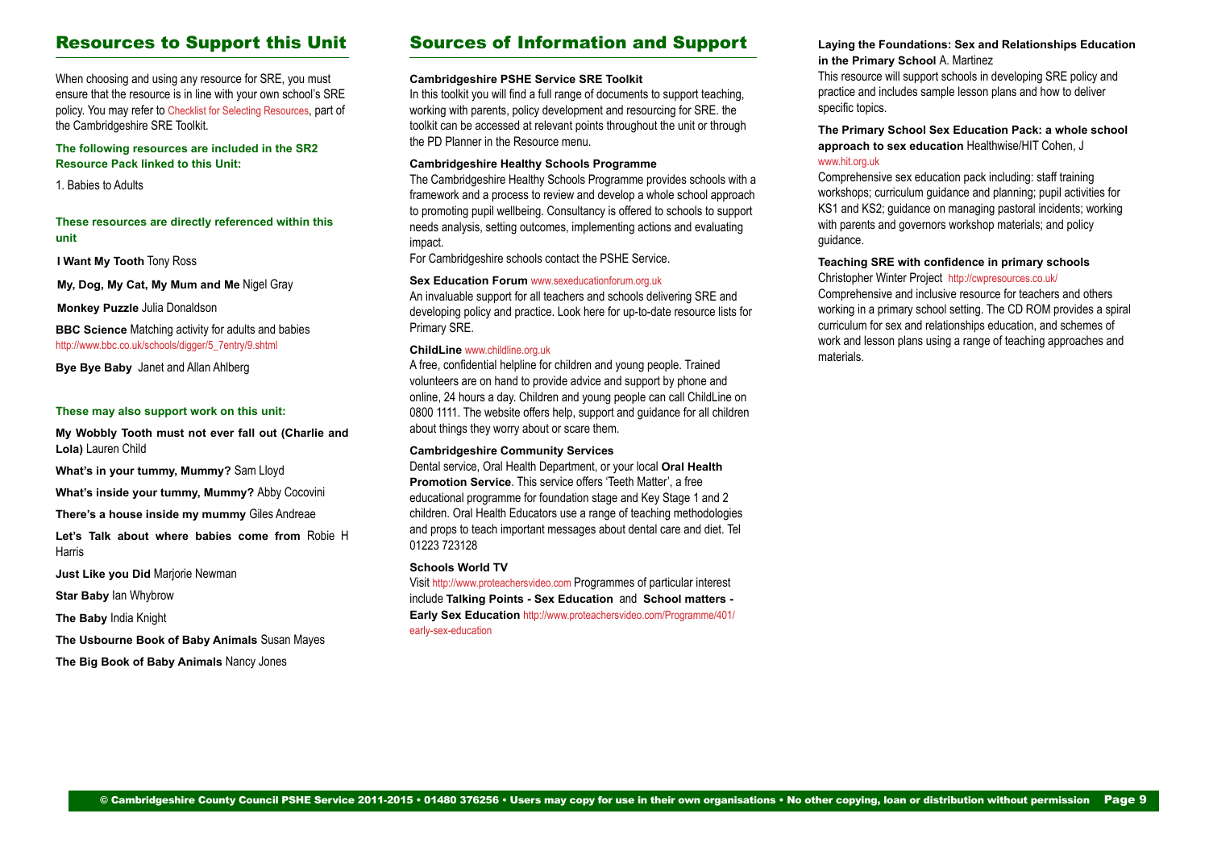## Resources to Support this Unit

When choosing and using any resource for SRE, you must ensure that the resource is in line with your own school's SRE policy. You may refer to Checklist for Selecting Resources, part of the Cambridgeshire SRE Toolkit.

**The following resources are included in the SR2 Resource Pack linked to this Unit:**

1. Babies to Adults

**These resources are directly referenced within this unit**

**I Want My Tooth** Tony Ross

**My, Dog, My Cat, My Mum and Me** Nigel Gray

**Monkey Puzzle** Julia Donaldson

**BBC Science** Matching activity for adults and babies http://www.bbc.co.uk/schools/digger/5_7entry/9.shtml

**Bye Bye Baby** Janet and Allan Ahlberg

**These may also support work on this unit:**

**My Wobbly Tooth must not ever fall out (Charlie and Lola)** Lauren Child

**What's in your tummy, Mummy?** Sam Lloyd

**What's inside your tummy, Mummy?** Abby Cocovini

**There's a house inside my mummy** Giles Andreae

**Let's Talk about where babies come from** Robie H Harris

**Just Like you Did** Marjorie Newman

**Star Baby** Ian Whybrow

**The Baby** India Knight

**The Usbourne Book of Baby Animals** Susan Mayes

**The Big Book of Baby Animals** Nancy Jones

## Sources of Information and Support

**Cambridgeshire PSHE Service SRE Toolkit**

In this toolkit you will find a full range of documents to support teaching, working with parents, policy development and resourcing for SRE. the toolkit can be accessed at relevant points throughout the unit or through the PD Planner in the Resource menu.

**Cambridgeshire Healthy Schools Programme**

The Cambridgeshire Healthy Schools Programme provides schools with a framework and a process to review and develop a whole school approach to promoting pupil wellbeing. Consultancy is offered to schools to support needs analysis, setting outcomes, implementing actions and evaluating impact.

For Cambridgeshire schools contact the PSHE Service.

**Sex Education Forum** www.sexeducationforum.org.uk

An invaluable support for all teachers and schools delivering SRE and developing policy and practice. Look here for up-to-date resource lists for Primary SRE.

**ChildLine** www.childline.org.uk

A free, confidential helpline for children and young people. Trained volunteers are on hand to provide advice and support by phone and online, 24 hours a day. Children and young people can call ChildLine on 0800 1111. The website offers help, support and guidance for all children about things they worry about or scare them.

**Cambridgeshire Community Services**

Dental service, Oral Health Department, or your local **Oral Health Promotion Service**. This service offers 'Teeth Matter', a free educational programme for foundation stage and Key Stage 1 and 2 children. Oral Health Educators use a range of teaching methodologies and props to teach important messages about dental care and diet. Tel 01223 723128

**Schools World TV**

Visit http://www.proteachersvideo.com Programmes of particular interest include **Talking Points - Sex Education** and **School matters - Early Sex Education** http://www.proteachersvideo.com/Programme/401/early-sex-education

**Laying the Foundations: Sex and Relationships Education in the Primary School** A. Martinez

This resource will support schools in developing SRE policy and practice and includes sample lesson plans and how to deliver specific topics.

**The Primary School Sex Education Pack: a whole school approach to sex education** Healthwise/HIT Cohen, J www.hit.org.uk

Comprehensive sex education pack including: staff training workshops; curriculum guidance and planning; pupil activities for KS1 and KS2; guidance on managing pastoral incidents; working with parents and governors workshop materials; and policy guidance.

**Teaching SRE with confidence in primary schools**

Christopher Winter Project http://cwpresources.co.uk/

Comprehensive and inclusive resource for teachers and others working in a primary school setting. The CD ROM provides a spiral curriculum for sex and relationships education, and schemes of work and lesson plans using a range of teaching approaches and materials.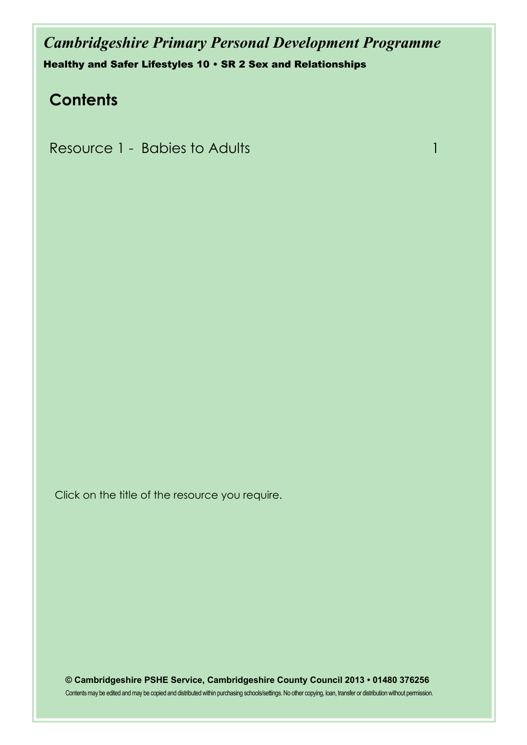*Cambridgeshire Primary Personal Development Programme*

**Healthy and Safer Lifestyles 10 • SR 2 Sex and Relationships**

## Contents

| | |
|---|---|
| Resource 1 - Babies to Adults | 1 |

Click on the title of the resource you require.

**© Cambridgeshire PSHE Service, Cambridgeshire County Council 2013 • 01480 376256**

Contents may be edited and may be copied and distributed within purchasing schools/settings. No other copying, loan, transfer or distribution without permission.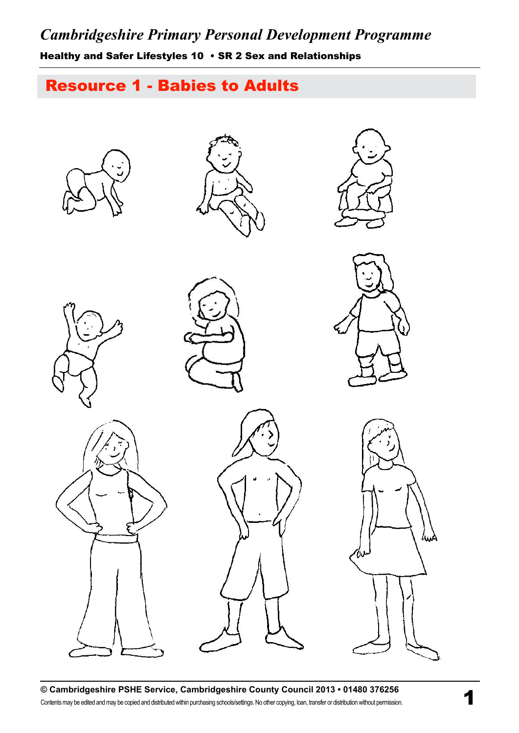# Resource 1 - Babies to Adults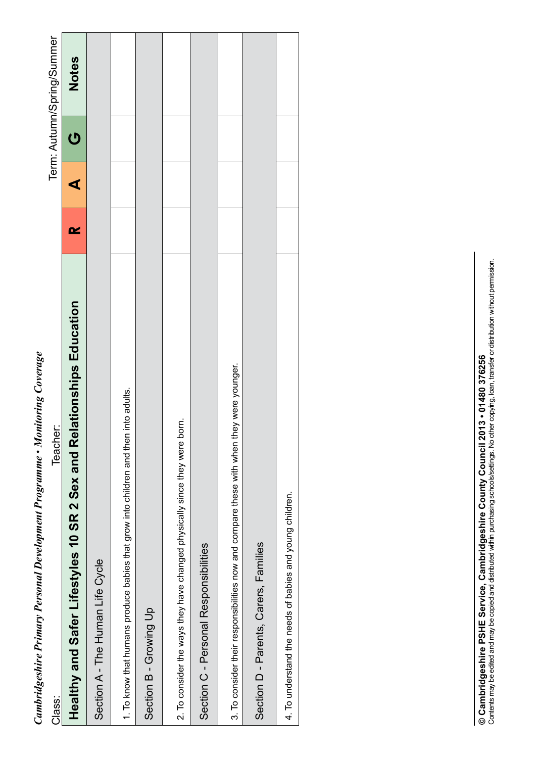*Cambridgeshire Primary Personal Development Programme • Monitoring Coverage*

Class: Teacher: Term: Autumn/Spring/Summer

| Healthy and Safer Lifestyles 10 SR 2 Sex and Relationships Education | R | A | G | Notes |
|---|---|---|---|---|
| Section A - The Human Life Cycle | | | | |
| 1. To know that humans produce babies that grow into children and then into adults. | | | | |
| Section B - Growing Up | | | | |
| 2. To consider the ways they have changed physically since they were born. | | | | |
| Section C - Personal Responsibilities | | | | |
| 3. To consider their responsibilities now and compare these with when they were younger. | | | | |
| Section D - Parents, Carers, Families | | | | |
| 4. To understand the needs of babies and young children. | | | | |

**© Cambridgeshire PSHE Service, Cambridgeshire County Council 2013 • 01480 376256**
Contents may be edited and may be copied and distributed within purchasing schools/settings. No other copying, loan, transfer or distribution without permission.